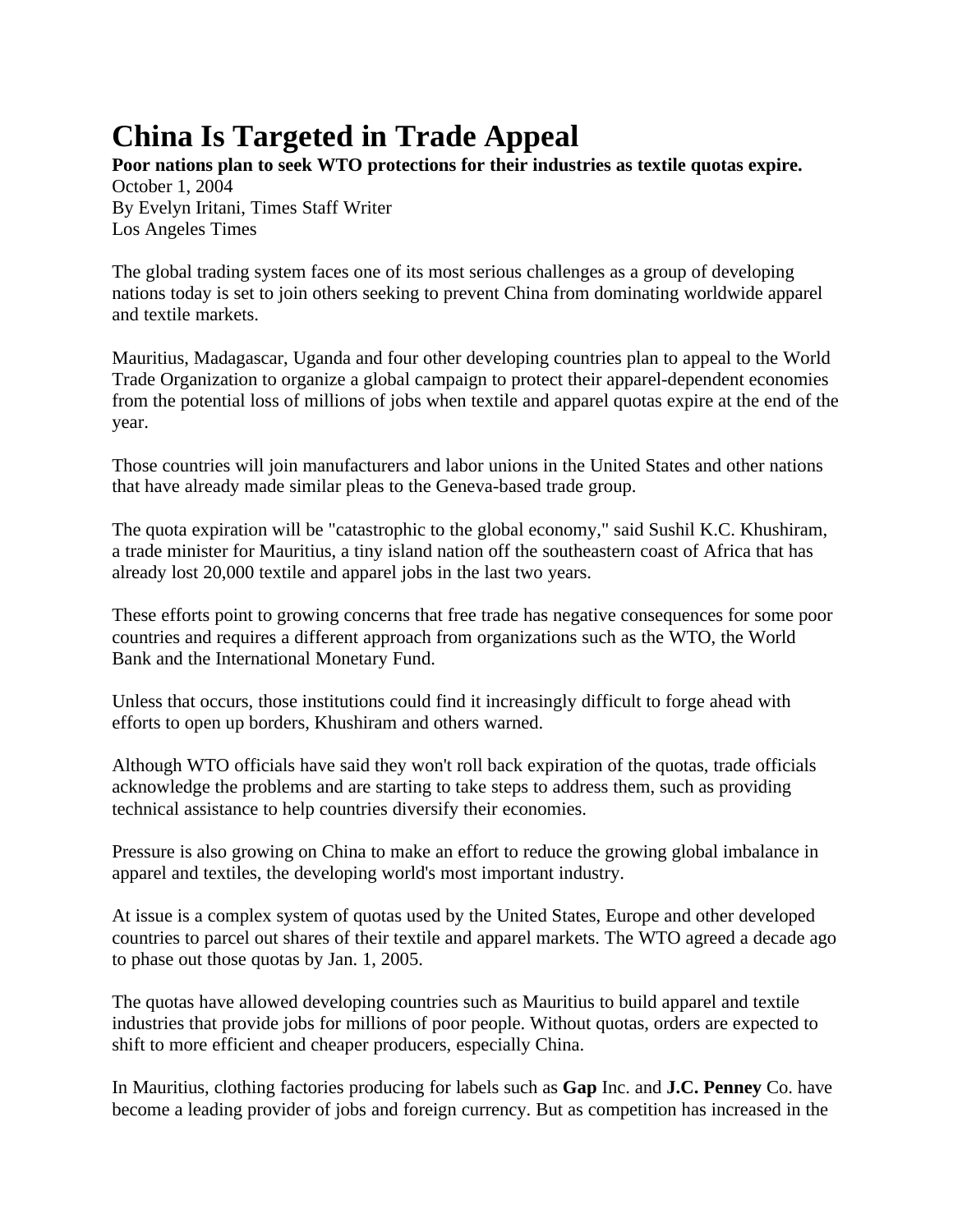# China Is Targeted in Trade Appeal

**Poor nations plan to seek WTO protections for their industries as textile quotas expire.**

October 1, 2004
By Evelyn Iritani, Times Staff Writer
Los Angeles Times

The global trading system faces one of its most serious challenges as a group of developing nations today is set to join others seeking to prevent China from dominating worldwide apparel and textile markets.

Mauritius, Madagascar, Uganda and four other developing countries plan to appeal to the World Trade Organization to organize a global campaign to protect their apparel-dependent economies from the potential loss of millions of jobs when textile and apparel quotas expire at the end of the year.

Those countries will join manufacturers and labor unions in the United States and other nations that have already made similar pleas to the Geneva-based trade group.

The quota expiration will be "catastrophic to the global economy," said Sushil K.C. Khushiram, a trade minister for Mauritius, a tiny island nation off the southeastern coast of Africa that has already lost 20,000 textile and apparel jobs in the last two years.

These efforts point to growing concerns that free trade has negative consequences for some poor countries and requires a different approach from organizations such as the WTO, the World Bank and the International Monetary Fund.

Unless that occurs, those institutions could find it increasingly difficult to forge ahead with efforts to open up borders, Khushiram and others warned.

Although WTO officials have said they won't roll back expiration of the quotas, trade officials acknowledge the problems and are starting to take steps to address them, such as providing technical assistance to help countries diversify their economies.

Pressure is also growing on China to make an effort to reduce the growing global imbalance in apparel and textiles, the developing world's most important industry.

At issue is a complex system of quotas used by the United States, Europe and other developed countries to parcel out shares of their textile and apparel markets. The WTO agreed a decade ago to phase out those quotas by Jan. 1, 2005.

The quotas have allowed developing countries such as Mauritius to build apparel and textile industries that provide jobs for millions of poor people. Without quotas, orders are expected to shift to more efficient and cheaper producers, especially China.

In Mauritius, clothing factories producing for labels such as **Gap** Inc. and **J.C. Penney** Co. have become a leading provider of jobs and foreign currency. But as competition has increased in the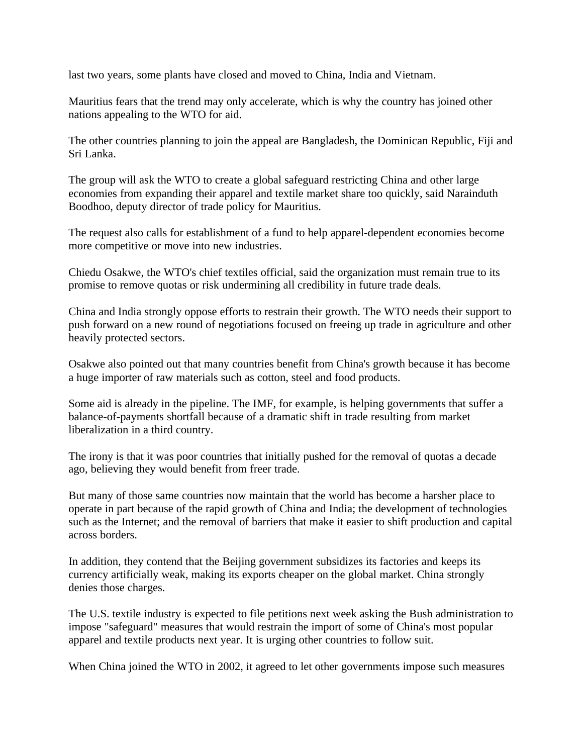last two years, some plants have closed and moved to China, India and Vietnam.

Mauritius fears that the trend may only accelerate, which is why the country has joined other nations appealing to the WTO for aid.

The other countries planning to join the appeal are Bangladesh, the Dominican Republic, Fiji and Sri Lanka.

The group will ask the WTO to create a global safeguard restricting China and other large economies from expanding their apparel and textile market share too quickly, said Naraindurh Boodhoo, deputy director of trade policy for Mauritius.

The request also calls for establishment of a fund to help apparel-dependent economies become more competitive or move into new industries.

Chiedu Osakwe, the WTO's chief textiles official, said the organization must remain true to its promise to remove quotas or risk undermining all credibility in future trade deals.

China and India strongly oppose efforts to restrain their growth. The WTO needs their support to push forward on a new round of negotiations focused on freeing up trade in agriculture and other heavily protected sectors.

Osakwe also pointed out that many countries benefit from China's growth because it has become a huge importer of raw materials such as cotton, steel and food products.

Some aid is already in the pipeline. The IMF, for example, is helping governments that suffer a balance-of-payments shortfall because of a dramatic shift in trade resulting from market liberalization in a third country.

The irony is that it was poor countries that initially pushed for the removal of quotas a decade ago, believing they would benefit from freer trade.

But many of those same countries now maintain that the world has become a harsher place to operate in part because of the rapid growth of China and India; the development of technologies such as the Internet; and the removal of barriers that make it easier to shift production and capital across borders.

In addition, they contend that the Beijing government subsidizes its factories and keeps its currency artificially weak, making its exports cheaper on the global market. China strongly denies those charges.

The U.S. textile industry is expected to file petitions next week asking the Bush administration to impose "safeguard" measures that would restrain the import of some of China's most popular apparel and textile products next year. It is urging other countries to follow suit.

When China joined the WTO in 2002, it agreed to let other governments impose such measures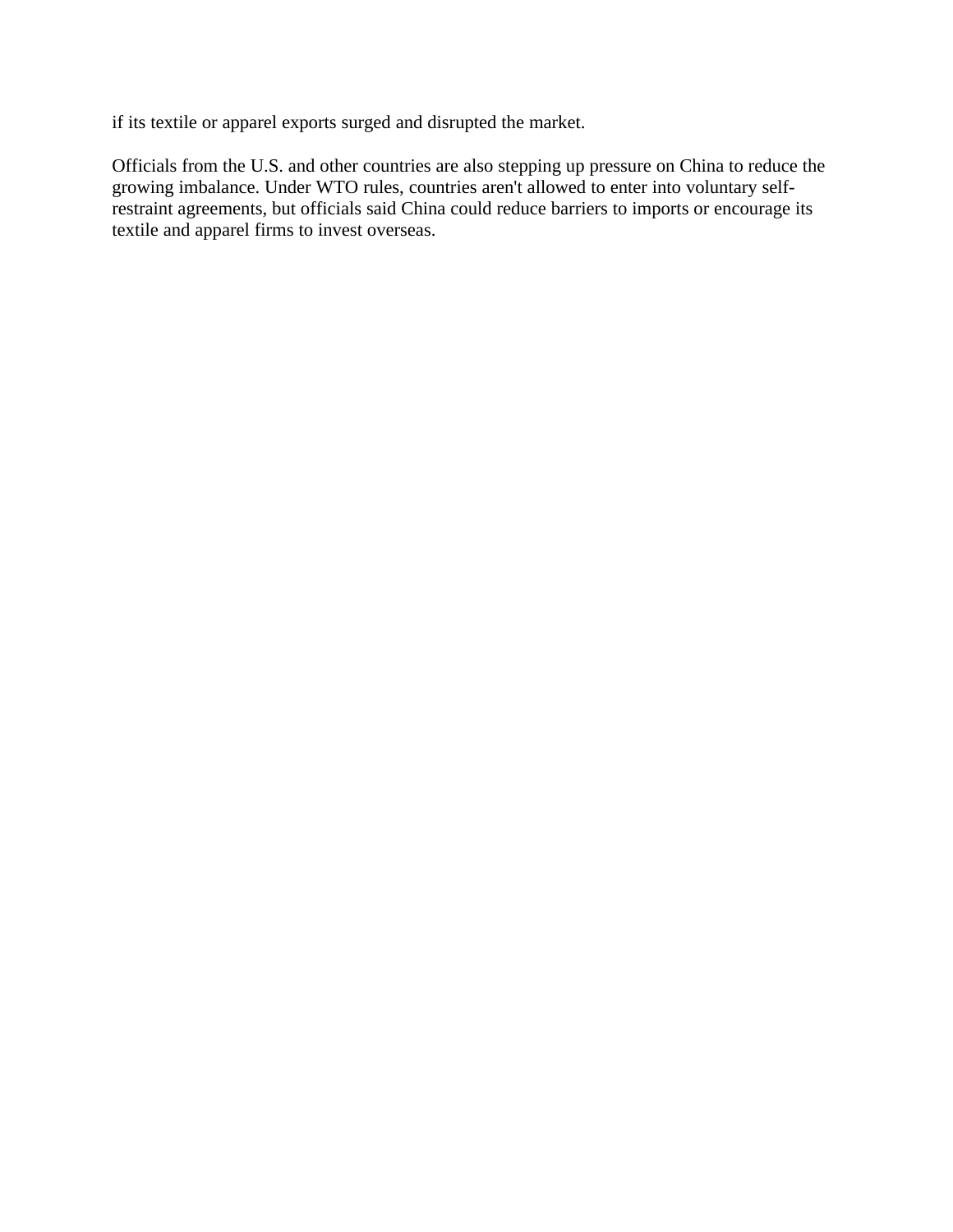if its textile or apparel exports surged and disrupted the market.

Officials from the U.S. and other countries are also stepping up pressure on China to reduce the growing imbalance. Under WTO rules, countries aren't allowed to enter into voluntary self-restraint agreements, but officials said China could reduce barriers to imports or encourage its textile and apparel firms to invest overseas.